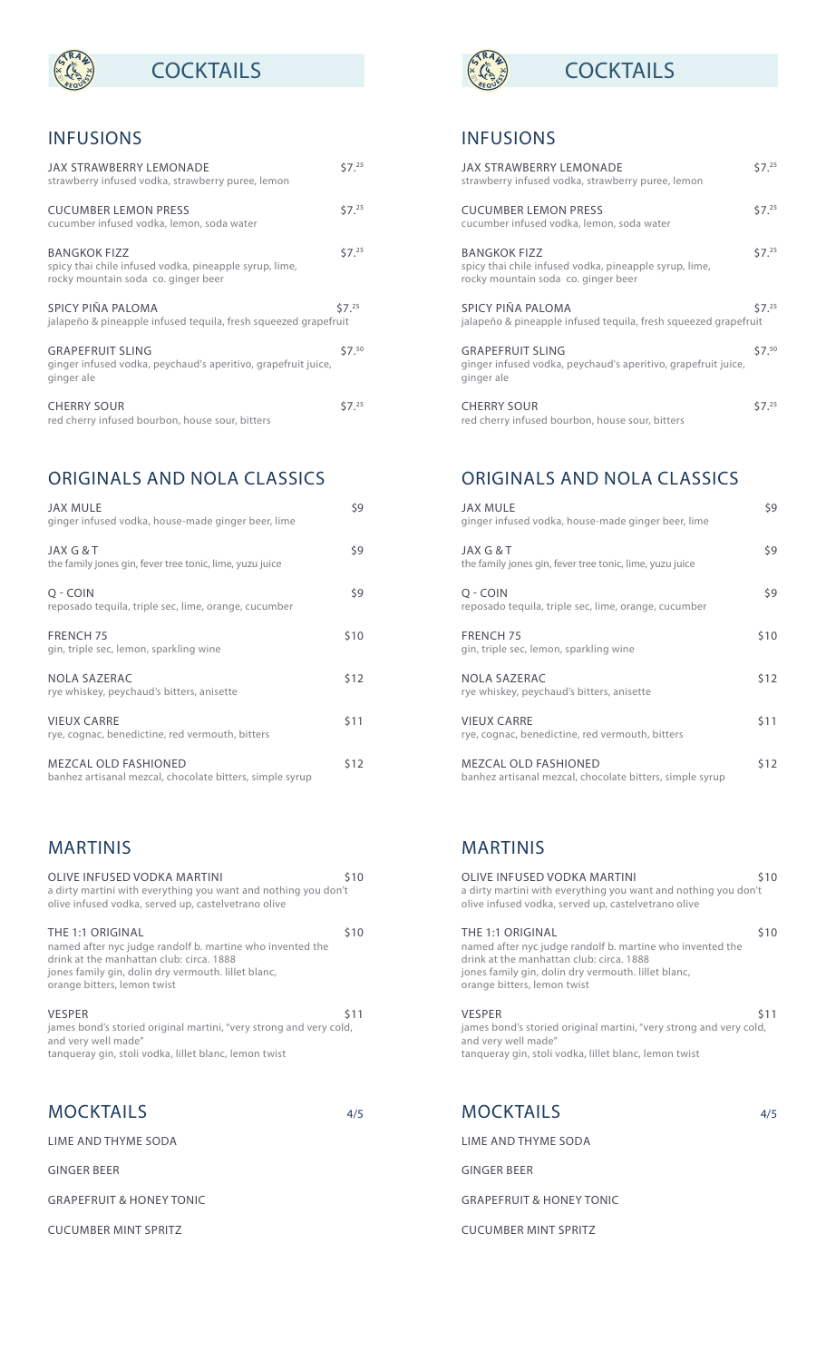# COCKTAILS

## INFUSIONS

**JAX STRAWBERRY LEMONADE** — $7.25
strawberry infused vodka, strawberry puree, lemon

**CUCUMBER LEMON PRESS** — $7.25
cucumber infused vodka, lemon, soda water

**BANGKOK FIZZ** — $7.25
spicy thai chile infused vodka, pineapple syrup, lime, rocky mountain soda co. ginger beer

**SPICY PIÑA PALOMA** — $7.25
jalapeño & pineapple infused tequila, fresh squeezed grapefruit

**GRAPEFRUIT SLING** — $7.50
ginger infused vodka, peychaud's aperitivo, grapefruit juice, ginger ale

**CHERRY SOUR** — $7.25
red cherry infused bourbon, house sour, bitters

## ORIGINALS AND NOLA CLASSICS

**JAX MULE** — $9
ginger infused vodka, house-made ginger beer, lime

**JAX G & T** — $9
the family jones gin, fever tree tonic, lime, yuzu juice

**Q - COIN** — $9
reposado tequila, triple sec, lime, orange, cucumber

**FRENCH 75** — $10
gin, triple sec, lemon, sparkling wine

**NOLA SAZERAC** — $12
rye whiskey, peychaud's bitters, anisette

**VIEUX CARRE** — $11
rye, cognac, benedictine, red vermouth, bitters

**MEZCAL OLD FASHIONED** — $12
banhez artisanal mezcal, chocolate bitters, simple syrup

## MARTINIS

**OLIVE INFUSED VODKA MARTINI** — $10
a dirty martini with everything you want and nothing you don't
olive infused vodka, served up, castelvetrano olive

**THE 1:1 ORIGINAL** — $10
named after nyc judge randolf b. martine who invented the drink at the manhattan club: circa. 1888
jones family gin, dolin dry vermouth. lillet blanc, orange bitters, lemon twist

**VESPER** — $11
james bond's storied original martini, "very strong and very cold, and very well made"
tanqueray gin, stoli vodka, lillet blanc, lemon twist

## MOCKTAILS — 4/5

LIME AND THYME SODA

GINGER BEER

GRAPEFRUIT & HONEY TONIC

CUCUMBER MINT SPRITZ

# COCKTAILS

## INFUSIONS

**JAX STRAWBERRY LEMONADE** — $7.25
strawberry infused vodka, strawberry puree, lemon

**CUCUMBER LEMON PRESS** — $7.25
cucumber infused vodka, lemon, soda water

**BANGKOK FIZZ** — $7.25
spicy thai chile infused vodka, pineapple syrup, lime, rocky mountain soda co. ginger beer

**SPICY PIÑA PALOMA** — $7.25
jalapeño & pineapple infused tequila, fresh squeezed grapefruit

**GRAPEFRUIT SLING** — $7.50
ginger infused vodka, peychaud's aperitivo, grapefruit juice, ginger ale

**CHERRY SOUR** — $7.25
red cherry infused bourbon, house sour, bitters

## ORIGINALS AND NOLA CLASSICS

**JAX MULE** — $9
ginger infused vodka, house-made ginger beer, lime

**JAX G & T** — $9
the family jones gin, fever tree tonic, lime, yuzu juice

**Q - COIN** — $9
reposado tequila, triple sec, lime, orange, cucumber

**FRENCH 75** — $10
gin, triple sec, lemon, sparkling wine

**NOLA SAZERAC** — $12
rye whiskey, peychaud's bitters, anisette

**VIEUX CARRE** — $11
rye, cognac, benedictine, red vermouth, bitters

**MEZCAL OLD FASHIONED** — $12
banhez artisanal mezcal, chocolate bitters, simple syrup

## MARTINIS

**OLIVE INFUSED VODKA MARTINI** — $10
a dirty martini with everything you want and nothing you don't
olive infused vodka, served up, castelvetrano olive

**THE 1:1 ORIGINAL** — $10
named after nyc judge randolf b. martine who invented the drink at the manhattan club: circa. 1888
jones family gin, dolin dry vermouth. lillet blanc, orange bitters, lemon twist

**VESPER** — $11
james bond's storied original martini, "very strong and very cold, and very well made"
tanqueray gin, stoli vodka, lillet blanc, lemon twist

## MOCKTAILS — 4/5

LIME AND THYME SODA

GINGER BEER

GRAPEFRUIT & HONEY TONIC

CUCUMBER MINT SPRITZ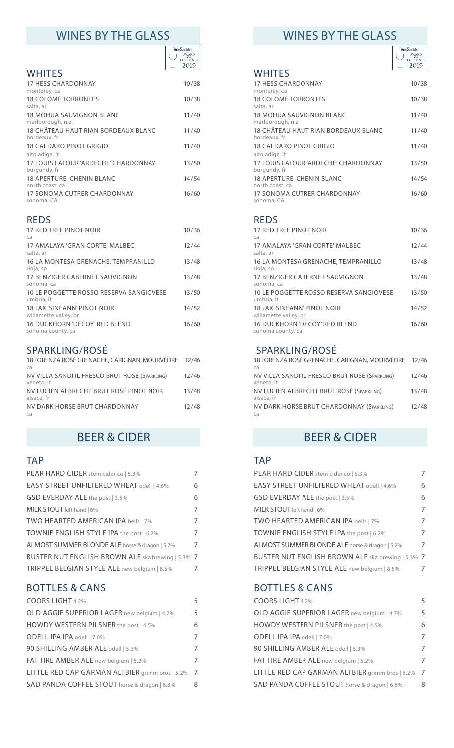# WINES BY THE GLASS

Wine Spectator AWARD OF EXCELLENCE 2019

## WHITES

| Wine | Price |
|---|---|
| 17 HESS CHARDONNAY<br>monterey, ca | 10/38 |
| 18 COLOMÉ TORRONTÉS<br>salta, ar | 10/38 |
| 18 MOHUA SAUVIGNON BLANC<br>marlborough, n.z. | 11/40 |
| 18 CHÂTEAU HAUT RIAN BORDEAUX BLANC<br>bordeaux, fr | 11/40 |
| 18 CALDARO PINOT GRIGIO<br>alto adige, it | 11/40 |
| 17 LOUIS LATOUR 'ARDECHE' CHARDONNAY<br>burgundy, fr | 13/50 |
| 18 APERTURE CHENIN BLANC<br>north coast, ca | 14/54 |
| 17 SONOMA CUTRER CHARDONNAY<br>sonoma, CA | 16/60 |

## REDS

| Wine | Price |
|---|---|
| 17 RED TREE PINOT NOIR<br>ca | 10/36 |
| 17 AMALAYA 'GRAN CORTE' MALBEC<br>salta, ar | 12/44 |
| 16 LA MONTESA GRENACHE, TEMPRANILLO<br>rioja, sp | 13/48 |
| 17 BENZIGER CABERNET SAUVIGNON<br>sonoma, ca | 13/48 |
| 10 LE POGGETTE ROSSO RESERVA SANGIOVESE<br>umbria, it | 13/50 |
| 18 JAX 'SINEANN' PINOT NOIR<br>willamette valley, or | 14/52 |
| 16 DUCKHORN 'DECOY' RED BLEND<br>sonoma county, ca | 16/60 |

## SPARKLING/ROSÉ

| Wine | Price |
|---|---|
| 18 LORENZA ROSÉ GRENACHE, CARIGNAN, MOURVÈDRE<br>ca | 12/46 |
| NV VILLA SANDI IL FRESCO BRUT ROSÉ (SPARKLING)<br>veneto, it | 12/46 |
| NV LUCIEN ALBRECHT BRUT ROSÉ PINOT NOIR<br>alsace, fr | 13/48 |
| NV DARK HORSE BRUT CHARDONNAY<br>ca | 12/48 |

# BEER & CIDER

## TAP

| Beer | Price |
|---|---|
| PEAR HARD CIDER stem cider co \| 5.3% | 7 |
| EASY STREET UNFILTERED WHEAT odell \| 4.6% | 6 |
| GSD EVERDAY ALE the post \| 3.5% | 6 |
| MILK STOUT left hand \| 6% | 7 |
| TWO HEARTED AMERICAN IPA bells \| 7% | 7 |
| TOWNIE ENGLISH STYLE IPA the post \| 6.2% | 7 |
| ALMOST SUMMER BLONDE ALE horse & dragon \| 5.2% | 7 |
| BUSTER NUT ENGLISH BROWN ALE ska brewing \| 5.3% | 7 |
| TRIPPEL BELGIAN STYLE ALE new belgium \| 8.5% | 7 |

## BOTTLES & CANS

| Beer | Price |
|---|---|
| COORS LIGHT 4.2% | 5 |
| OLD AGGIE SUPERIOR LAGER new belgium \| 4.7% | 5 |
| HOWDY WESTERN PILSNER the post \| 4.5% | 6 |
| ODELL IPA IPA odell \| 7.0% | 7 |
| 90 SHILLING AMBER ALE odell \| 5.3% | 7 |
| FAT TIRE AMBER ALE new belgium \| 5.2% | 7 |
| LITTLE RED CAP GARMAN ALTBIER grimm bros \| 5.2% | 7 |
| SAD PANDA COFFEE STOUT horse & dragon \| 6.8% | 8 |

# WINES BY THE GLASS

Wine Spectator AWARD OF EXCELLENCE 2019

## WHITES

| Wine | Price |
|---|---|
| 17 HESS CHARDONNAY<br>monterey, ca | 10/38 |
| 18 COLOMÉ TORRONTÉS<br>salta, ar | 10/38 |
| 18 MOHUA SAUVIGNON BLANC<br>marlborough, n.z. | 11/40 |
| 18 CHÂTEAU HAUT RIAN BORDEAUX BLANC<br>bordeaux, fr | 11/40 |
| 18 CALDARO PINOT GRIGIO<br>alto adige, it | 11/40 |
| 17 LOUIS LATOUR 'ARDECHE' CHARDONNAY<br>burgundy, fr | 13/50 |
| 18 APERTURE CHENIN BLANC<br>north coast, ca | 14/54 |
| 17 SONOMA CUTRER CHARDONNAY<br>sonoma, CA | 16/60 |

## REDS

| Wine | Price |
|---|---|
| 17 RED TREE PINOT NOIR<br>ca | 10/36 |
| 17 AMALAYA 'GRAN CORTE' MALBEC<br>salta, ar | 12/44 |
| 16 LA MONTESA GRENACHE, TEMPRANILLO<br>rioja, sp | 13/48 |
| 17 BENZIGER CABERNET SAUVIGNON<br>sonoma, ca | 13/48 |
| 10 LE POGGETTE ROSSO RESERVA SANGIOVESE<br>umbria, it | 13/50 |
| 18 JAX 'SINEANN' PINOT NOIR<br>willamette valley, or | 14/52 |
| 16 DUCKHORN 'DECOY' RED BLEND<br>sonoma county, ca | 16/60 |

## SPARKLING/ROSÉ

| Wine | Price |
|---|---|
| 18 LORENZA ROSÉ GRENACHE, CARIGNAN, MOURVÈDRE<br>ca | 12/46 |
| NV VILLA SANDI IL FRESCO BRUT ROSÉ (SPARKLING)<br>veneto, it | 12/46 |
| NV LUCIEN ALBRECHT BRUT ROSÉ (SPARKLING)<br>alsace, fr | 13/48 |
| NV DARK HORSE BRUT CHARDONNAY (SPARKLING)<br>ca | 12/48 |

# BEER & CIDER

## TAP

| Beer | Price |
|---|---|
| PEAR HARD CIDER stem cider co \| 5.3% | 7 |
| EASY STREET UNFILTERED WHEAT odell \| 4.6% | 6 |
| GSD EVERDAY ALE the post \| 3.5% | 6 |
| MILK STOUT left hand \| 6% | 7 |
| TWO HEARTED AMERICAN IPA bells \| 7% | 7 |
| TOWNIE ENGLISH STYLE IPA the post \| 6.2% | 7 |
| ALMOST SUMMER BLONDE ALE horse & dragon \| 5.2% | 7 |
| BUSTER NUT ENGLISH BROWN ALE ska brewing \| 5.3% | 7 |
| TRIPPEL BELGIAN STYLE ALE new belgium \| 8.5% | 7 |

## BOTTLES & CANS

| Beer | Price |
|---|---|
| COORS LIGHT 4.2% | 5 |
| OLD AGGIE SUPERIOR LAGER new belgium \| 4.7% | 5 |
| HOWDY WESTERN PILSNER the post \| 4.5% | 6 |
| ODELL IPA IPA odell \| 7.0% | 7 |
| 90 SHILLING AMBER ALE odell \| 5.3% | 7 |
| FAT TIRE AMBER ALE new belgium \| 5.2% | 7 |
| LITTLE RED CAP GARMAN ALTBIER grimm bros \| 5.2% | 7 |
| SAD PANDA COFFEE STOUT horse & dragon \| 6.8% | 8 |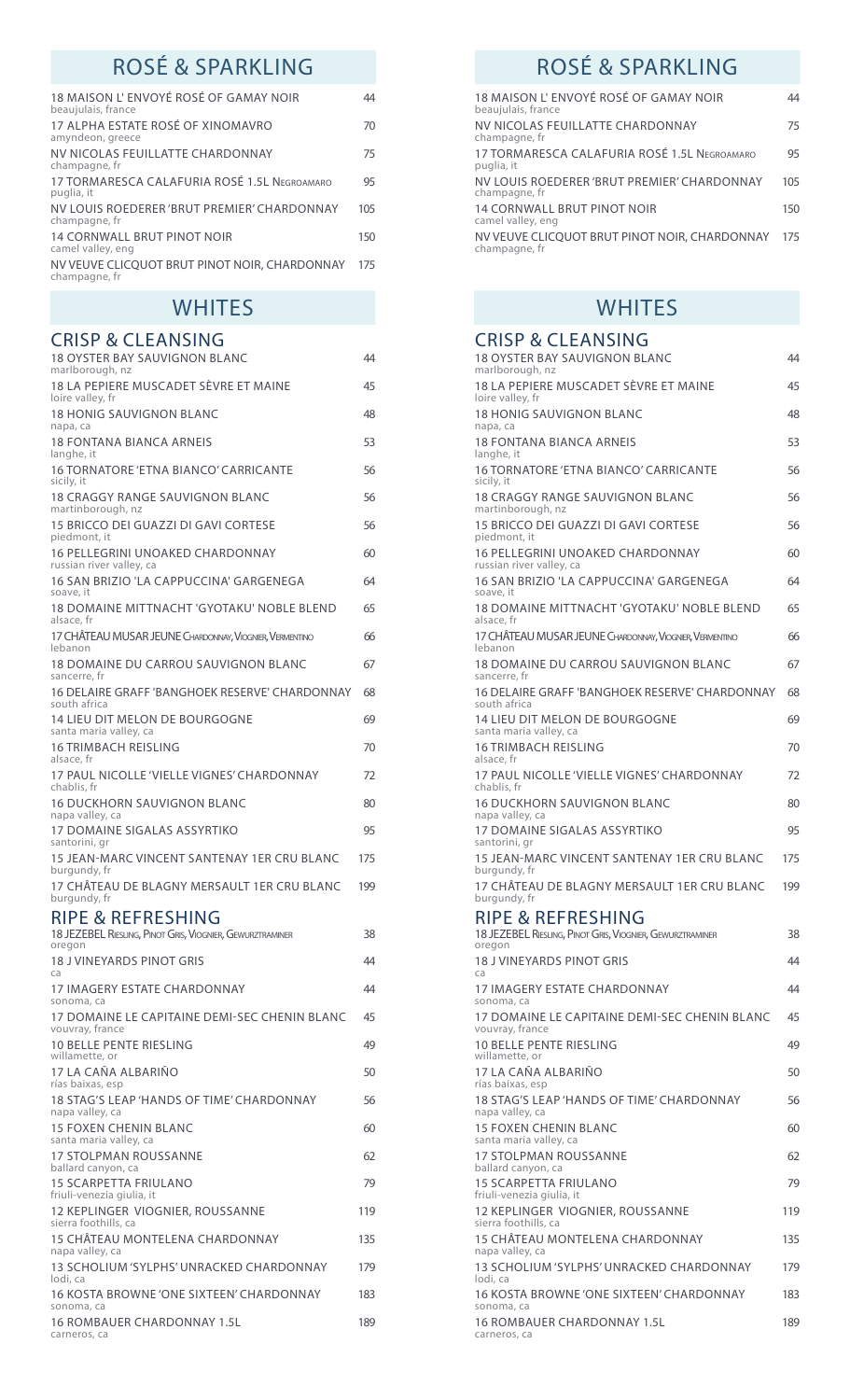## ROSÉ & SPARKLING

| Wine | Price |
|---|---|
| 18 MAISON L' ENVOYÉ ROSÉ OF GAMAY NOIR<br>beaujulais, france | 44 |
| 17 ALPHA ESTATE ROSÉ OF XINOMAVRO<br>amyndeon, greece | 70 |
| NV NICOLAS FEUILLATTE CHARDONNAY<br>champagne, fr | 75 |
| 17 TORMARESCA CALAFURIA ROSÉ 1.5L NEGROAMARO<br>puglia, it | 95 |
| NV LOUIS ROEDERER 'BRUT PREMIER' CHARDONNAY<br>champagne, fr | 105 |
| 14 CORNWALL BRUT PINOT NOIR<br>camel valley, eng | 150 |
| NV VEUVE CLICQUOT BRUT PINOT NOIR, CHARDONNAY<br>champagne, fr | 175 |

## WHITES

### CRISP & CLEANSING

| Wine | Price |
|---|---|
| 18 OYSTER BAY SAUVIGNON BLANC<br>marlborough, nz | 44 |
| 18 LA PEPIERE MUSCADET SÈVRE ET MAINE<br>loire valley, fr | 45 |
| 18 HONIG SAUVIGNON BLANC<br>napa, ca | 48 |
| 18 FONTANA BIANCA ARNEIS<br>langhe, it | 53 |
| 16 TORNATORE 'ETNA BIANCO' CARRICANTE<br>sicily, it | 56 |
| 18 CRAGGY RANGE SAUVIGNON BLANC<br>martinborough, nz | 56 |
| 15 BRICCO DEI GUAZZI DI GAVI CORTESE<br>piedmont, it | 56 |
| 16 PELLEGRINI UNOAKED CHARDONNAY<br>russian river valley, ca | 60 |
| 16 SAN BRIZIO 'LA CAPPUCCINA' GARGENEGA<br>soave, it | 64 |
| 18 DOMAINE MITTNACHT 'GYOTAKU' NOBLE BLEND<br>alsace, fr | 65 |
| 17 CHÂTEAU MUSAR JEUNE CHARDONNAY, VIOGNIER, VERMENTINO<br>lebanon | 66 |
| 18 DOMAINE DU CARROU SAUVIGNON BLANC<br>sancerre, fr | 67 |
| 16 DELAIRE GRAFF 'BANGHOEK RESERVE' CHARDONNAY<br>south africa | 68 |
| 14 LIEU DIT MELON DE BOURGOGNE<br>santa maria valley, ca | 69 |
| 16 TRIMBACH REISLING<br>alsace, fr | 70 |
| 17 PAUL NICOLLE 'VIELLE VIGNES' CHARDONNAY<br>chablis, fr | 72 |
| 16 DUCKHORN SAUVIGNON BLANC<br>napa valley, ca | 80 |
| 17 DOMAINE SIGALAS ASSYRTIKO<br>santorini, gr | 95 |
| 15 JEAN-MARC VINCENT SANTENAY 1ER CRU BLANC<br>burgundy, fr | 175 |
| 17 CHÂTEAU DE BLAGNY MERSAULT 1ER CRU BLANC<br>burgundy, fr | 199 |

### RIPE & REFRESHING

| Wine | Price |
|---|---|
| 18 JEZEBEL RIESLING, PINOT GRIS, VIOGNIER, GEWURZTRAMINER<br>oregon | 38 |
| 18 J VINEYARDS PINOT GRIS<br>ca | 44 |
| 17 IMAGERY ESTATE CHARDONNAY<br>sonoma, ca | 44 |
| 17 DOMAINE LE CAPITAINE DEMI-SEC CHENIN BLANC<br>vouvray, france | 45 |
| 10 BELLE PENTE RIESLING<br>willamette, or | 49 |
| 17 LA CAÑA ALBARIÑO<br>rías baixas, esp | 50 |
| 18 STAG'S LEAP 'HANDS OF TIME' CHARDONNAY<br>napa valley, ca | 56 |
| 15 FOXEN CHENIN BLANC<br>santa maria valley, ca | 60 |
| 17 STOLPMAN ROUSSANNE<br>ballard canyon, ca | 62 |
| 15 SCARPETTA FRIULANO<br>friuli-venezia giulia, it | 79 |
| 12 KEPLINGER VIOGNIER, ROUSSANNE<br>sierra foothills, ca | 119 |
| 15 CHÂTEAU MONTELENA CHARDONNAY<br>napa valley, ca | 135 |
| 13 SCHOLIUM 'SYLPHS' UNRACKED CHARDONNAY<br>lodi, ca | 179 |
| 16 KOSTA BROWNE 'ONE SIXTEEN' CHARDONNAY<br>sonoma, ca | 183 |
| 16 ROMBAUER CHARDONNAY 1.5L<br>carneros, ca | 189 |

## ROSÉ & SPARKLING

| Wine | Price |
|---|---|
| 18 MAISON L' ENVOYÉ ROSÉ OF GAMAY NOIR<br>beaujulais, france | 44 |
| NV NICOLAS FEUILLATTE CHARDONNAY<br>champagne, fr | 75 |
| 17 TORMARESCA CALAFURIA ROSÉ 1.5L NEGROAMARO<br>puglia, it | 95 |
| NV LOUIS ROEDERER 'BRUT PREMIER' CHARDONNAY<br>champagne, fr | 105 |
| 14 CORNWALL BRUT PINOT NOIR<br>camel valley, eng | 150 |
| NV VEUVE CLICQUOT BRUT PINOT NOIR, CHARDONNAY<br>champagne, fr | 175 |

## WHITES

### CRISP & CLEANSING

| Wine | Price |
|---|---|
| 18 OYSTER BAY SAUVIGNON BLANC<br>marlborough, nz | 44 |
| 18 LA PEPIERE MUSCADET SÈVRE ET MAINE<br>loire valley, fr | 45 |
| 18 HONIG SAUVIGNON BLANC<br>napa, ca | 48 |
| 18 FONTANA BIANCA ARNEIS<br>langhe, it | 53 |
| 16 TORNATORE 'ETNA BIANCO' CARRICANTE<br>sicily, it | 56 |
| 18 CRAGGY RANGE SAUVIGNON BLANC<br>martinborough, nz | 56 |
| 15 BRICCO DEI GUAZZI DI GAVI CORTESE<br>piedmont, it | 56 |
| 16 PELLEGRINI UNOAKED CHARDONNAY<br>russian river valley, ca | 60 |
| 16 SAN BRIZIO 'LA CAPPUCCINA' GARGENEGA<br>soave, it | 64 |
| 18 DOMAINE MITTNACHT 'GYOTAKU' NOBLE BLEND<br>alsace, fr | 65 |
| 17 CHÂTEAU MUSAR JEUNE CHARDONNAY, VIOGNIER, VERMENTINO<br>lebanon | 66 |
| 18 DOMAINE DU CARROU SAUVIGNON BLANC<br>sancerre, fr | 67 |
| 16 DELAIRE GRAFF 'BANGHOEK RESERVE' CHARDONNAY<br>south africa | 68 |
| 14 LIEU DIT MELON DE BOURGOGNE<br>santa maria valley, ca | 69 |
| 16 TRIMBACH REISLING<br>alsace, fr | 70 |
| 17 PAUL NICOLLE 'VIELLE VIGNES' CHARDONNAY<br>chablis, fr | 72 |
| 16 DUCKHORN SAUVIGNON BLANC<br>napa valley, ca | 80 |
| 17 DOMAINE SIGALAS ASSYRTIKO<br>santorini, gr | 95 |
| 15 JEAN-MARC VINCENT SANTENAY 1ER CRU BLANC<br>burgundy, fr | 175 |
| 17 CHÂTEAU DE BLAGNY MERSAULT 1ER CRU BLANC<br>burgundy, fr | 199 |

### RIPE & REFRESHING

| Wine | Price |
|---|---|
| 18 JEZEBEL RIESLING, PINOT GRIS, VIOGNIER, GEWURZTRAMINER<br>oregon | 38 |
| 18 J VINEYARDS PINOT GRIS<br>ca | 44 |
| 17 IMAGERY ESTATE CHARDONNAY<br>sonoma, ca | 44 |
| 17 DOMAINE LE CAPITAINE DEMI-SEC CHENIN BLANC<br>vouvray, france | 45 |
| 10 BELLE PENTE RIESLING<br>willamette, or | 49 |
| 17 LA CAÑA ALBARIÑO<br>rías baixas, esp | 50 |
| 18 STAG'S LEAP 'HANDS OF TIME' CHARDONNAY<br>napa valley, ca | 56 |
| 15 FOXEN CHENIN BLANC<br>santa maria valley, ca | 60 |
| 17 STOLPMAN ROUSSANNE<br>ballard canyon, ca | 62 |
| 15 SCARPETTA FRIULANO<br>friuli-venezia giulia, it | 79 |
| 12 KEPLINGER VIOGNIER, ROUSSANNE<br>sierra foothills, ca | 119 |
| 15 CHÂTEAU MONTELENA CHARDONNAY<br>napa valley, ca | 135 |
| 13 SCHOLIUM 'SYLPHS' UNRACKED CHARDONNAY<br>lodi, ca | 179 |
| 16 KOSTA BROWNE 'ONE SIXTEEN' CHARDONNAY<br>sonoma, ca | 183 |
| 16 ROMBAUER CHARDONNAY 1.5L<br>carneros, ca | 189 |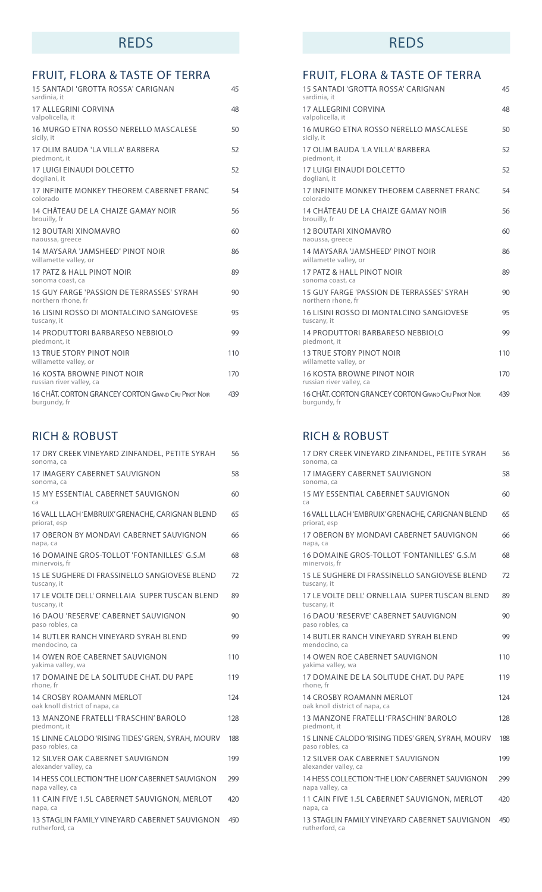# REDS

## FRUIT, FLORA & TASTE OF TERRA

| | |
|---|---|
| 15 SANTADI 'GROTTA ROSSA' CARIGNAN<br>sardinia, it | 45 |
| 17 ALLEGRINI CORVINA<br>valpolicella, it | 48 |
| 16 MURGO ETNA ROSSO NERELLO MASCALESE<br>sicily, it | 50 |
| 17 OLIM BAUDA 'LA VILLA' BARBERA<br>piedmont, it | 52 |
| 17 LUIGI EINAUDI DOLCETTO<br>dogliani, it | 52 |
| 17 INFINITE MONKEY THEOREM CABERNET FRANC<br>colorado | 54 |
| 14 CHÂTEAU DE LA CHAIZE GAMAY NOIR<br>brouilly, fr | 56 |
| 12 BOUTARI XINOMAVRO<br>naoussa, greece | 60 |
| 14 MAYSARA 'JAMSHEED' PINOT NOIR<br>willamette valley, or | 86 |
| 17 PATZ & HALL PINOT NOIR<br>sonoma coast, ca | 89 |
| 15 GUY FARGE 'PASSION DE TERRASSES' SYRAH<br>northern rhone, fr | 90 |
| 16 LISINI ROSSO DI MONTALCINO SANGIOVESE<br>tuscany, it | 95 |
| 14 PRODUTTORI BARBARESO NEBBIOLO<br>piedmont, it | 99 |
| 13 TRUE STORY PINOT NOIR<br>willamette valley, or | 110 |
| 16 KOSTA BROWNE PINOT NOIR<br>russian river valley, ca | 170 |
| 16 CHÂT. CORTON GRANCEY CORTON GRAND CRU PINOT NOIR<br>burgundy, fr | 439 |

## RICH & ROBUST

| | |
|---|---|
| 17 DRY CREEK VINEYARD ZINFANDEL, PETITE SYRAH<br>sonoma, ca | 56 |
| 17 IMAGERY CABERNET SAUVIGNON<br>sonoma, ca | 58 |
| 15 MY ESSENTIAL CABERNET SAUVIGNON<br>ca | 60 |
| 16 VALL LLACH 'EMBRUIX' GRENACHE, CARIGNAN BLEND<br>priorat, esp | 65 |
| 17 OBERON BY MONDAVI CABERNET SAUVIGNON<br>napa, ca | 66 |
| 16 DOMAINE GROS-TOLLOT 'FONTANILLES' G.S.M<br>minervois, fr | 68 |
| 15 LE SUGHERE DI FRASSINELLO SANGIOVESE BLEND<br>tuscany, it | 72 |
| 17 LE VOLTE DELL' ORNELLAIA SUPER TUSCAN BLEND<br>tuscany, it | 89 |
| 16 DAOU 'RESERVE' CABERNET SAUVIGNON<br>paso robles, ca | 90 |
| 14 BUTLER RANCH VINEYARD SYRAH BLEND<br>mendocino, ca | 99 |
| 14 OWEN ROE CABERNET SAUVIGNON<br>yakima valley, wa | 110 |
| 17 DOMAINE DE LA SOLITUDE CHAT. DU PAPE<br>rhone, fr | 119 |
| 14 CROSBY ROAMANN MERLOT<br>oak knoll district of napa, ca | 124 |
| 13 MANZONE FRATELLI 'FRASCHIN' BAROLO<br>piedmont, it | 128 |
| 15 LINNE CALODO 'RISING TIDES' GREN, SYRAH, MOURV<br>paso robles, ca | 188 |
| 12 SILVER OAK CABERNET SAUVIGNON<br>alexander valley, ca | 199 |
| 14 HESS COLLECTION 'THE LION' CABERNET SAUVIGNON<br>napa valley, ca | 299 |
| 11 CAIN FIVE 1.5L CABERNET SAUVIGNON, MERLOT<br>napa, ca | 420 |
| 13 STAGLIN FAMILY VINEYARD CABERNET SAUVIGNON<br>rutherford, ca | 450 |

# REDS

## FRUIT, FLORA & TASTE OF TERRA

| | |
|---|---|
| 15 SANTADI 'GROTTA ROSSA' CARIGNAN<br>sardinia, it | 45 |
| 17 ALLEGRINI CORVINA<br>valpolicella, it | 48 |
| 16 MURGO ETNA ROSSO NERELLO MASCALESE<br>sicily, it | 50 |
| 17 OLIM BAUDA 'LA VILLA' BARBERA<br>piedmont, it | 52 |
| 17 LUIGI EINAUDI DOLCETTO<br>dogliani, it | 52 |
| 17 INFINITE MONKEY THEOREM CABERNET FRANC<br>colorado | 54 |
| 14 CHÂTEAU DE LA CHAIZE GAMAY NOIR<br>brouilly, fr | 56 |
| 12 BOUTARI XINOMAVRO<br>naoussa, greece | 60 |
| 14 MAYSARA 'JAMSHEED' PINOT NOIR<br>willamette valley, or | 86 |
| 17 PATZ & HALL PINOT NOIR<br>sonoma coast, ca | 89 |
| 15 GUY FARGE 'PASSION DE TERRASSES' SYRAH<br>northern rhone, fr | 90 |
| 16 LISINI ROSSO DI MONTALCINO SANGIOVESE<br>tuscany, it | 95 |
| 14 PRODUTTORI BARBARESO NEBBIOLO<br>piedmont, it | 99 |
| 13 TRUE STORY PINOT NOIR<br>willamette valley, or | 110 |
| 16 KOSTA BROWNE PINOT NOIR<br>russian river valley, ca | 170 |
| 16 CHÂT. CORTON GRANCEY CORTON GRAND CRU PINOT NOIR<br>burgundy, fr | 439 |

## RICH & ROBUST

| | |
|---|---|
| 17 DRY CREEK VINEYARD ZINFANDEL, PETITE SYRAH<br>sonoma, ca | 56 |
| 17 IMAGERY CABERNET SAUVIGNON<br>sonoma, ca | 58 |
| 15 MY ESSENTIAL CABERNET SAUVIGNON<br>ca | 60 |
| 16 VALL LLACH 'EMBRUIX' GRENACHE, CARIGNAN BLEND<br>priorat, esp | 65 |
| 17 OBERON BY MONDAVI CABERNET SAUVIGNON<br>napa, ca | 66 |
| 16 DOMAINE GROS-TOLLOT 'FONTANILLES' G.S.M<br>minervois, fr | 68 |
| 15 LE SUGHERE DI FRASSINELLO SANGIOVESE BLEND<br>tuscany, it | 72 |
| 17 LE VOLTE DELL' ORNELLAIA SUPER TUSCAN BLEND<br>tuscany, it | 89 |
| 16 DAOU 'RESERVE' CABERNET SAUVIGNON<br>paso robles, ca | 90 |
| 14 BUTLER RANCH VINEYARD SYRAH BLEND<br>mendocino, ca | 99 |
| 14 OWEN ROE CABERNET SAUVIGNON<br>yakima valley, wa | 110 |
| 17 DOMAINE DE LA SOLITUDE CHAT. DU PAPE<br>rhone, fr | 119 |
| 14 CROSBY ROAMANN MERLOT<br>oak knoll district of napa, ca | 124 |
| 13 MANZONE FRATELLI 'FRASCHIN' BAROLO<br>piedmont, it | 128 |
| 15 LINNE CALODO 'RISING TIDES' GREN, SYRAH, MOURV<br>paso robles, ca | 188 |
| 12 SILVER OAK CABERNET SAUVIGNON<br>alexander valley, ca | 199 |
| 14 HESS COLLECTION 'THE LION' CABERNET SAUVIGNON<br>napa valley, ca | 299 |
| 11 CAIN FIVE 1.5L CABERNET SAUVIGNON, MERLOT<br>napa, ca | 420 |
| 13 STAGLIN FAMILY VINEYARD CABERNET SAUVIGNON<br>rutherford, ca | 450 |